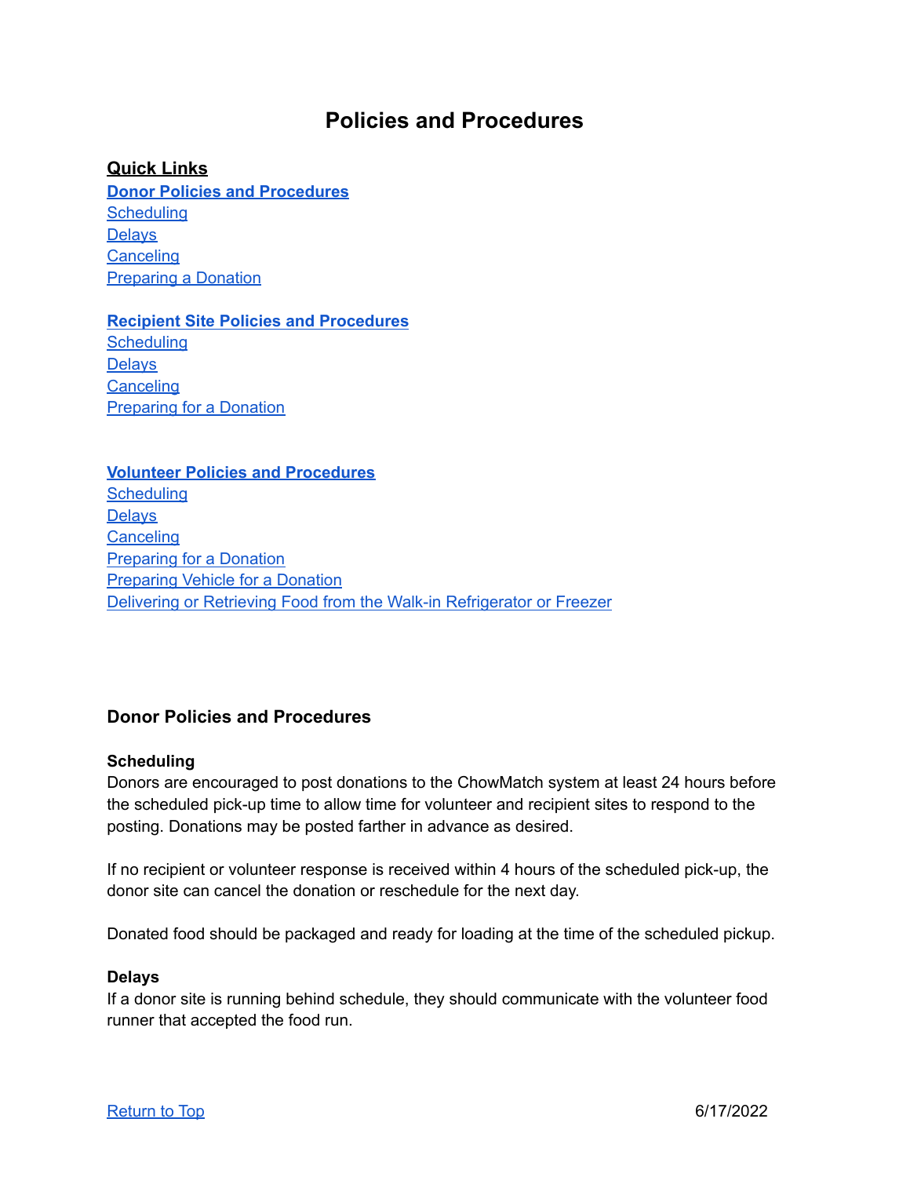# Policies and Procedures

**Quick Links**

**Donor Policies and Procedures**
Scheduling
Delays
Canceling
Preparing a Donation

**Recipient Site Policies and Procedures**
Scheduling
Delays
Canceling
Preparing for a Donation

**Volunteer Policies and Procedures**
Scheduling
Delays
Canceling
Preparing for a Donation
Preparing Vehicle for a Donation
Delivering or Retrieving Food from the Walk-in Refrigerator or Freezer

## Donor Policies and Procedures

### Scheduling

Donors are encouraged to post donations to the ChowMatch system at least 24 hours before the scheduled pick-up time to allow time for volunteer and recipient sites to respond to the posting. Donations may be posted farther in advance as desired.

If no recipient or volunteer response is received within 4 hours of the scheduled pick-up, the donor site can cancel the donation or reschedule for the next day.

Donated food should be packaged and ready for loading at the time of the scheduled pickup.

### Delays

If a donor site is running behind schedule, they should communicate with the volunteer food runner that accepted the food run.

Return to Top 6/17/2022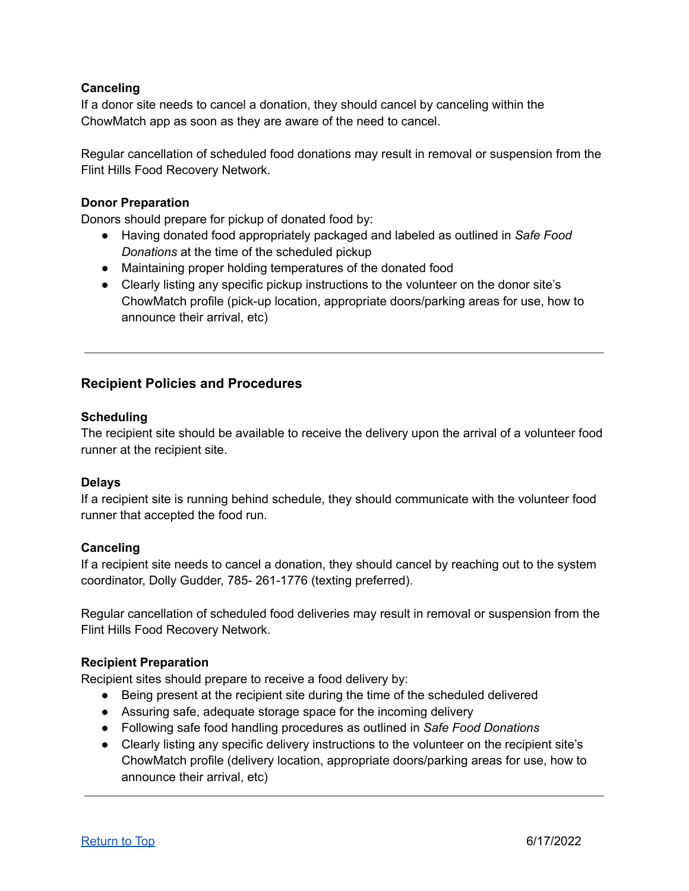**Canceling**

If a donor site needs to cancel a donation, they should cancel by canceling within the ChowMatch app as soon as they are aware of the need to cancel.

Regular cancellation of scheduled food donations may result in removal or suspension from the Flint Hills Food Recovery Network.

**Donor Preparation**

Donors should prepare for pickup of donated food by:

- Having donated food appropriately packaged and labeled as outlined in *Safe Food Donations* at the time of the scheduled pickup
- Maintaining proper holding temperatures of the donated food
- Clearly listing any specific pickup instructions to the volunteer on the donor site's ChowMatch profile (pick-up location, appropriate doors/parking areas for use, how to announce their arrival, etc)

---

## Recipient Policies and Procedures

**Scheduling**

The recipient site should be available to receive the delivery upon the arrival of a volunteer food runner at the recipient site.

**Delays**

If a recipient site is running behind schedule, they should communicate with the volunteer food runner that accepted the food run.

**Canceling**

If a recipient site needs to cancel a donation, they should cancel by reaching out to the system coordinator, Dolly Gudder, 785- 261-1776 (texting preferred).

Regular cancellation of scheduled food deliveries may result in removal or suspension from the Flint Hills Food Recovery Network.

**Recipient Preparation**

Recipient sites should prepare to receive a food delivery by:

- Being present at the recipient site during the time of the scheduled delivered
- Assuring safe, adequate storage space for the incoming delivery
- Following safe food handling procedures as outlined in *Safe Food Donations*
- Clearly listing any specific delivery instructions to the volunteer on the recipient site's ChowMatch profile (delivery location, appropriate doors/parking areas for use, how to announce their arrival, etc)

---

Return to Top 6/17/2022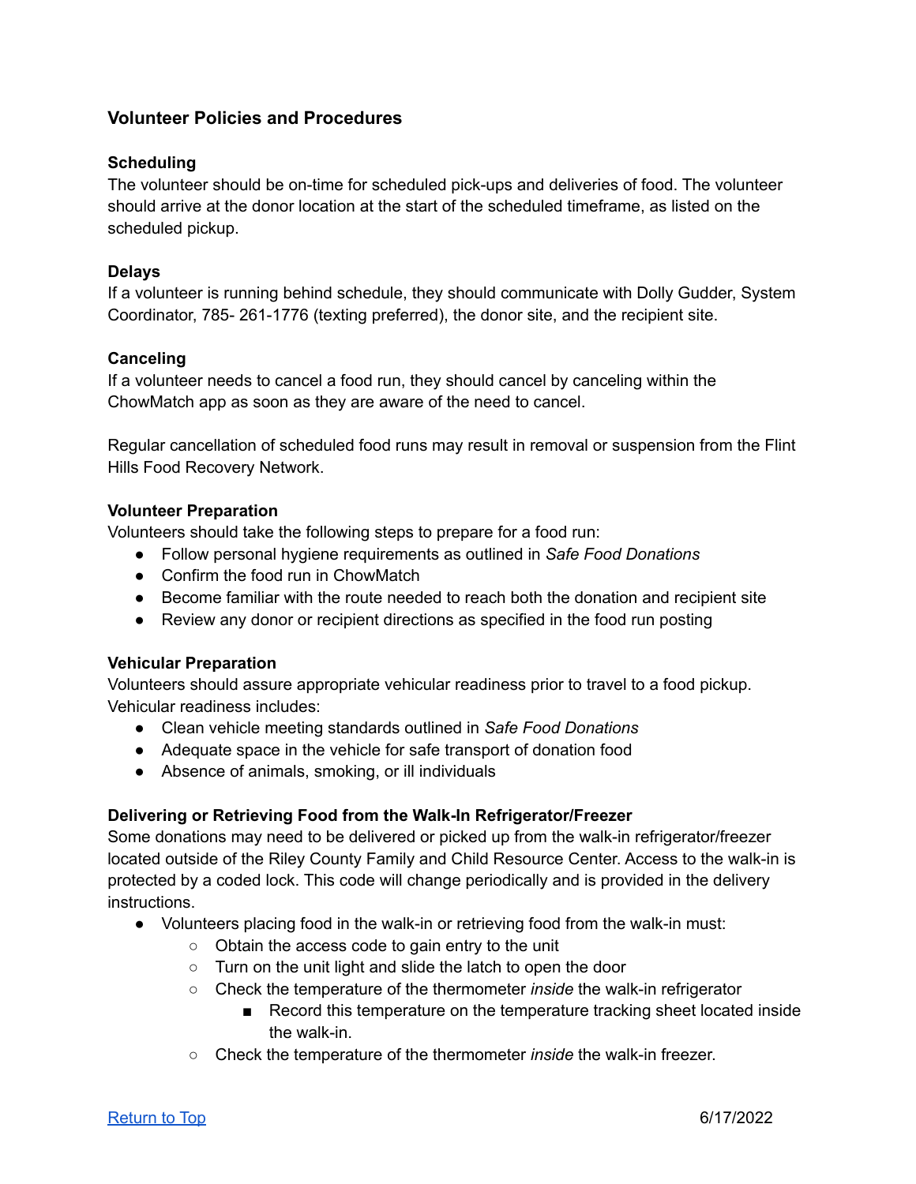## Volunteer Policies and Procedures

### Scheduling

The volunteer should be on-time for scheduled pick-ups and deliveries of food. The volunteer should arrive at the donor location at the start of the scheduled timeframe, as listed on the scheduled pickup.

### Delays

If a volunteer is running behind schedule, they should communicate with Dolly Gudder, System Coordinator, 785- 261-1776 (texting preferred), the donor site, and the recipient site.

### Canceling

If a volunteer needs to cancel a food run, they should cancel by canceling within the ChowMatch app as soon as they are aware of the need to cancel.

Regular cancellation of scheduled food runs may result in removal or suspension from the Flint Hills Food Recovery Network.

### Volunteer Preparation

Volunteers should take the following steps to prepare for a food run:

- Follow personal hygiene requirements as outlined in *Safe Food Donations*
- Confirm the food run in ChowMatch
- Become familiar with the route needed to reach both the donation and recipient site
- Review any donor or recipient directions as specified in the food run posting

### Vehicular Preparation

Volunteers should assure appropriate vehicular readiness prior to travel to a food pickup. Vehicular readiness includes:

- Clean vehicle meeting standards outlined in *Safe Food Donations*
- Adequate space in the vehicle for safe transport of donation food
- Absence of animals, smoking, or ill individuals

### Delivering or Retrieving Food from the Walk-In Refrigerator/Freezer

Some donations may need to be delivered or picked up from the walk-in refrigerator/freezer located outside of the Riley County Family and Child Resource Center. Access to the walk-in is protected by a coded lock. This code will change periodically and is provided in the delivery instructions.

- Volunteers placing food in the walk-in or retrieving food from the walk-in must:
  - Obtain the access code to gain entry to the unit
  - Turn on the unit light and slide the latch to open the door
  - Check the temperature of the thermometer *inside* the walk-in refrigerator
    - Record this temperature on the temperature tracking sheet located inside the walk-in.
  - Check the temperature of the thermometer *inside* the walk-in freezer.

Return to Top 6/17/2022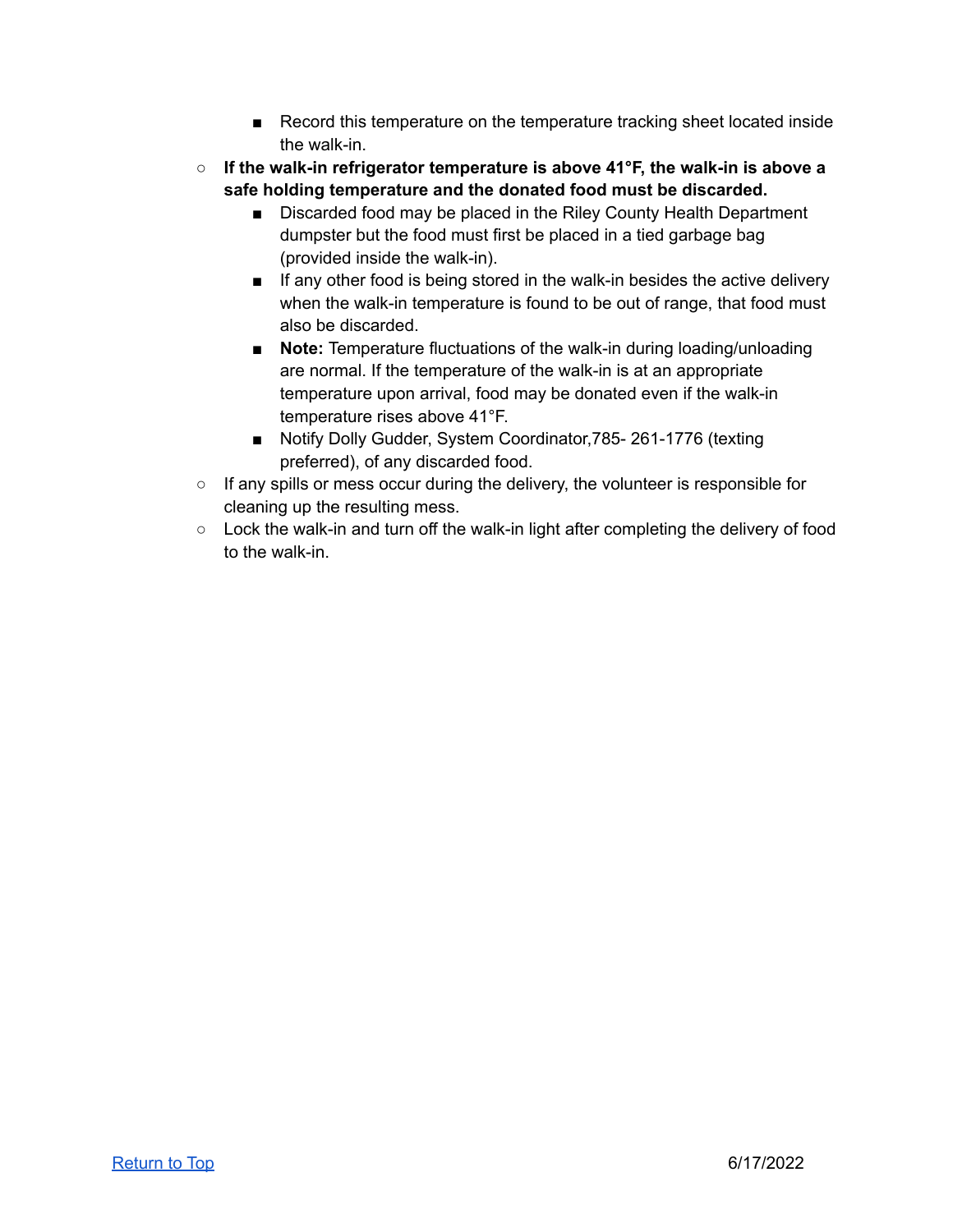- Record this temperature on the temperature tracking sheet located inside the walk-in.
    - **If the walk-in refrigerator temperature is above 41°F, the walk-in is above a safe holding temperature and the donated food must be discarded.**
        - Discarded food may be placed in the Riley County Health Department dumpster but the food must first be placed in a tied garbage bag (provided inside the walk-in).
        - If any other food is being stored in the walk-in besides the active delivery when the walk-in temperature is found to be out of range, that food must also be discarded.
        - **Note:** Temperature fluctuations of the walk-in during loading/unloading are normal. If the temperature of the walk-in is at an appropriate temperature upon arrival, food may be donated even if the walk-in temperature rises above 41°F.
        - Notify Dolly Gudder, System Coordinator,785- 261-1776 (texting preferred), of any discarded food.
    - If any spills or mess occur during the delivery, the volunteer is responsible for cleaning up the resulting mess.
    - Lock the walk-in and turn off the walk-in light after completing the delivery of food to the walk-in.

Return to Top

6/17/2022